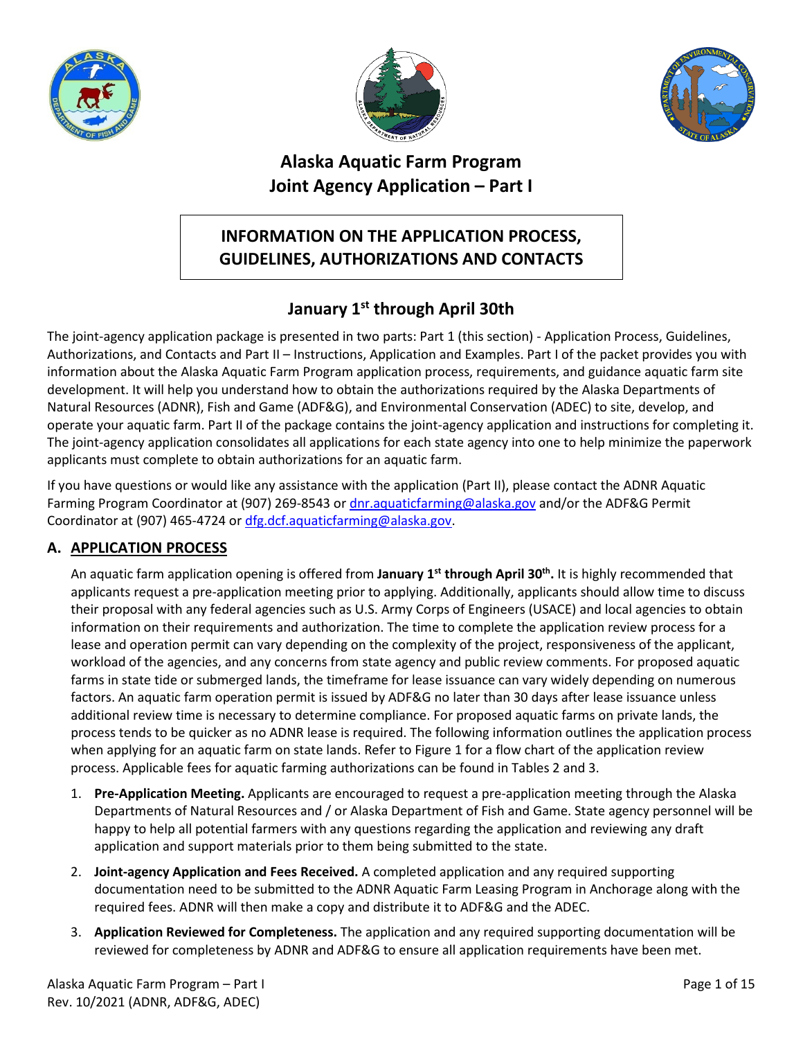# Alaska Aquatic Farm Program
# Joint Agency Application – Part I

## INFORMATION ON THE APPLICATION PROCESS, GUIDELINES, AUTHORIZATIONS AND CONTACTS

## January 1st through April 30th

The joint-agency application package is presented in two parts: Part 1 (this section) - Application Process, Guidelines, Authorizations, and Contacts and Part II – Instructions, Application and Examples. Part I of the packet provides you with information about the Alaska Aquatic Farm Program application process, requirements, and guidance aquatic farm site development. It will help you understand how to obtain the authorizations required by the Alaska Departments of Natural Resources (ADNR), Fish and Game (ADF&G), and Environmental Conservation (ADEC) to site, develop, and operate your aquatic farm. Part II of the package contains the joint-agency application and instructions for completing it. The joint-agency application consolidates all applications for each state agency into one to help minimize the paperwork applicants must complete to obtain authorizations for an aquatic farm.

If you have questions or would like any assistance with the application (Part II), please contact the ADNR Aquatic Farming Program Coordinator at (907) 269-8543 or dnr.aquaticfarming@alaska.gov and/or the ADF&G Permit Coordinator at (907) 465-4724 or dfg.dcf.aquaticfarming@alaska.gov.

### A. APPLICATION PROCESS

An aquatic farm application opening is offered from **January 1st through April 30th.** It is highly recommended that applicants request a pre-application meeting prior to applying. Additionally, applicants should allow time to discuss their proposal with any federal agencies such as U.S. Army Corps of Engineers (USACE) and local agencies to obtain information on their requirements and authorization. The time to complete the application review process for a lease and operation permit can vary depending on the complexity of the project, responsiveness of the applicant, workload of the agencies, and any concerns from state agency and public review comments. For proposed aquatic farms in state tide or submerged lands, the timeframe for lease issuance can vary widely depending on numerous factors. An aquatic farm operation permit is issued by ADF&G no later than 30 days after lease issuance unless additional review time is necessary to determine compliance. For proposed aquatic farms on private lands, the process tends to be quicker as no ADNR lease is required. The following information outlines the application process when applying for an aquatic farm on state lands. Refer to Figure 1 for a flow chart of the application review process. Applicable fees for aquatic farming authorizations can be found in Tables 2 and 3.

1. **Pre-Application Meeting.** Applicants are encouraged to request a pre-application meeting through the Alaska Departments of Natural Resources and / or Alaska Department of Fish and Game. State agency personnel will be happy to help all potential farmers with any questions regarding the application and reviewing any draft application and support materials prior to them being submitted to the state.
2. **Joint-agency Application and Fees Received.** A completed application and any required supporting documentation need to be submitted to the ADNR Aquatic Farm Leasing Program in Anchorage along with the required fees. ADNR will then make a copy and distribute it to ADF&G and the ADEC.
3. **Application Reviewed for Completeness.** The application and any required supporting documentation will be reviewed for completeness by ADNR and ADF&G to ensure all application requirements have been met.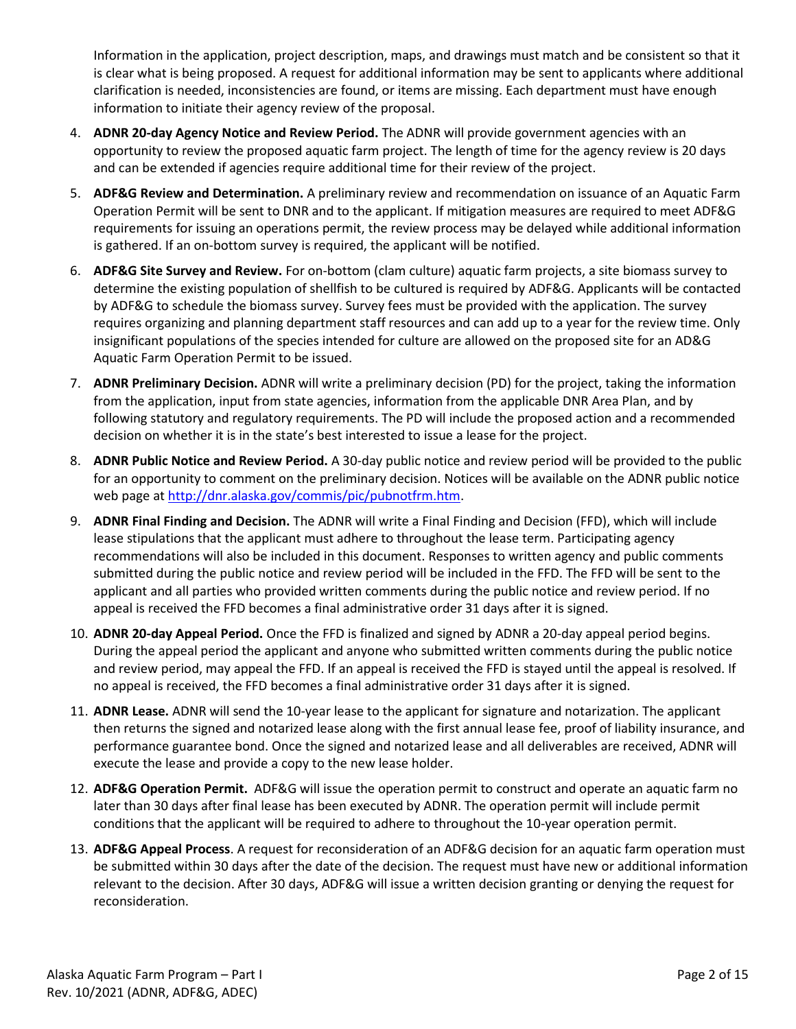Information in the application, project description, maps, and drawings must match and be consistent so that it is clear what is being proposed. A request for additional information may be sent to applicants where additional clarification is needed, inconsistencies are found, or items are missing. Each department must have enough information to initiate their agency review of the proposal.

4. **ADNR 20-day Agency Notice and Review Period.** The ADNR will provide government agencies with an opportunity to review the proposed aquatic farm project. The length of time for the agency review is 20 days and can be extended if agencies require additional time for their review of the project.
5. **ADF&G Review and Determination.** A preliminary review and recommendation on issuance of an Aquatic Farm Operation Permit will be sent to DNR and to the applicant. If mitigation measures are required to meet ADF&G requirements for issuing an operations permit, the review process may be delayed while additional information is gathered. If an on-bottom survey is required, the applicant will be notified.
6. **ADF&G Site Survey and Review.** For on-bottom (clam culture) aquatic farm projects, a site biomass survey to determine the existing population of shellfish to be cultured is required by ADF&G. Applicants will be contacted by ADF&G to schedule the biomass survey. Survey fees must be provided with the application. The survey requires organizing and planning department staff resources and can add up to a year for the review time. Only insignificant populations of the species intended for culture are allowed on the proposed site for an AD&G Aquatic Farm Operation Permit to be issued.
7. **ADNR Preliminary Decision.** ADNR will write a preliminary decision (PD) for the project, taking the information from the application, input from state agencies, information from the applicable DNR Area Plan, and by following statutory and regulatory requirements. The PD will include the proposed action and a recommended decision on whether it is in the state's best interested to issue a lease for the project.
8. **ADNR Public Notice and Review Period.** A 30-day public notice and review period will be provided to the public for an opportunity to comment on the preliminary decision. Notices will be available on the ADNR public notice web page at http://dnr.alaska.gov/commis/pic/pubnotfrm.htm.
9. **ADNR Final Finding and Decision.** The ADNR will write a Final Finding and Decision (FFD), which will include lease stipulations that the applicant must adhere to throughout the lease term. Participating agency recommendations will also be included in this document. Responses to written agency and public comments submitted during the public notice and review period will be included in the FFD. The FFD will be sent to the applicant and all parties who provided written comments during the public notice and review period. If no appeal is received the FFD becomes a final administrative order 31 days after it is signed.
10. **ADNR 20-day Appeal Period.** Once the FFD is finalized and signed by ADNR a 20-day appeal period begins. During the appeal period the applicant and anyone who submitted written comments during the public notice and review period, may appeal the FFD. If an appeal is received the FFD is stayed until the appeal is resolved. If no appeal is received, the FFD becomes a final administrative order 31 days after it is signed.
11. **ADNR Lease.** ADNR will send the 10-year lease to the applicant for signature and notarization. The applicant then returns the signed and notarized lease along with the first annual lease fee, proof of liability insurance, and performance guarantee bond. Once the signed and notarized lease and all deliverables are received, ADNR will execute the lease and provide a copy to the new lease holder.
12. **ADF&G Operation Permit.** ADF&G will issue the operation permit to construct and operate an aquatic farm no later than 30 days after final lease has been executed by ADNR. The operation permit will include permit conditions that the applicant will be required to adhere to throughout the 10-year operation permit.
13. **ADF&G Appeal Process**. A request for reconsideration of an ADF&G decision for an aquatic farm operation must be submitted within 30 days after the date of the decision. The request must have new or additional information relevant to the decision. After 30 days, ADF&G will issue a written decision granting or denying the request for reconsideration.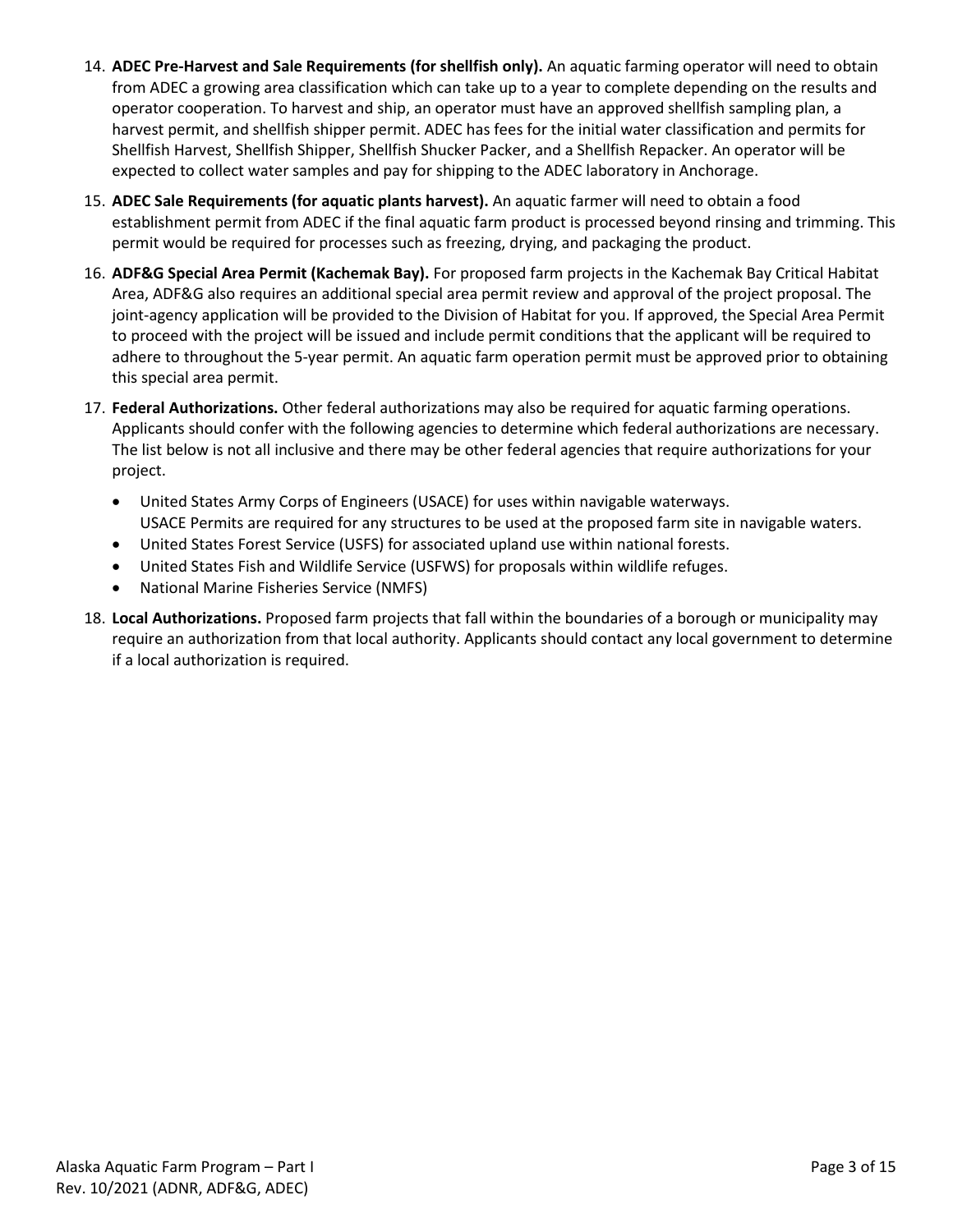14. **ADEC Pre-Harvest and Sale Requirements (for shellfish only).** An aquatic farming operator will need to obtain from ADEC a growing area classification which can take up to a year to complete depending on the results and operator cooperation. To harvest and ship, an operator must have an approved shellfish sampling plan, a harvest permit, and shellfish shipper permit. ADEC has fees for the initial water classification and permits for Shellfish Harvest, Shellfish Shipper, Shellfish Shucker Packer, and a Shellfish Repacker. An operator will be expected to collect water samples and pay for shipping to the ADEC laboratory in Anchorage.

15. **ADEC Sale Requirements (for aquatic plants harvest).** An aquatic farmer will need to obtain a food establishment permit from ADEC if the final aquatic farm product is processed beyond rinsing and trimming. This permit would be required for processes such as freezing, drying, and packaging the product.

16. **ADF&G Special Area Permit (Kachemak Bay).** For proposed farm projects in the Kachemak Bay Critical Habitat Area, ADF&G also requires an additional special area permit review and approval of the project proposal. The joint-agency application will be provided to the Division of Habitat for you. If approved, the Special Area Permit to proceed with the project will be issued and include permit conditions that the applicant will be required to adhere to throughout the 5-year permit. An aquatic farm operation permit must be approved prior to obtaining this special area permit.

17. **Federal Authorizations.** Other federal authorizations may also be required for aquatic farming operations. Applicants should confer with the following agencies to determine which federal authorizations are necessary. The list below is not all inclusive and there may be other federal agencies that require authorizations for your project.

    - United States Army Corps of Engineers (USACE) for uses within navigable waterways. USACE Permits are required for any structures to be used at the proposed farm site in navigable waters.
    - United States Forest Service (USFS) for associated upland use within national forests.
    - United States Fish and Wildlife Service (USFWS) for proposals within wildlife refuges.
    - National Marine Fisheries Service (NMFS)

18. **Local Authorizations.** Proposed farm projects that fall within the boundaries of a borough or municipality may require an authorization from that local authority. Applicants should contact any local government to determine if a local authorization is required.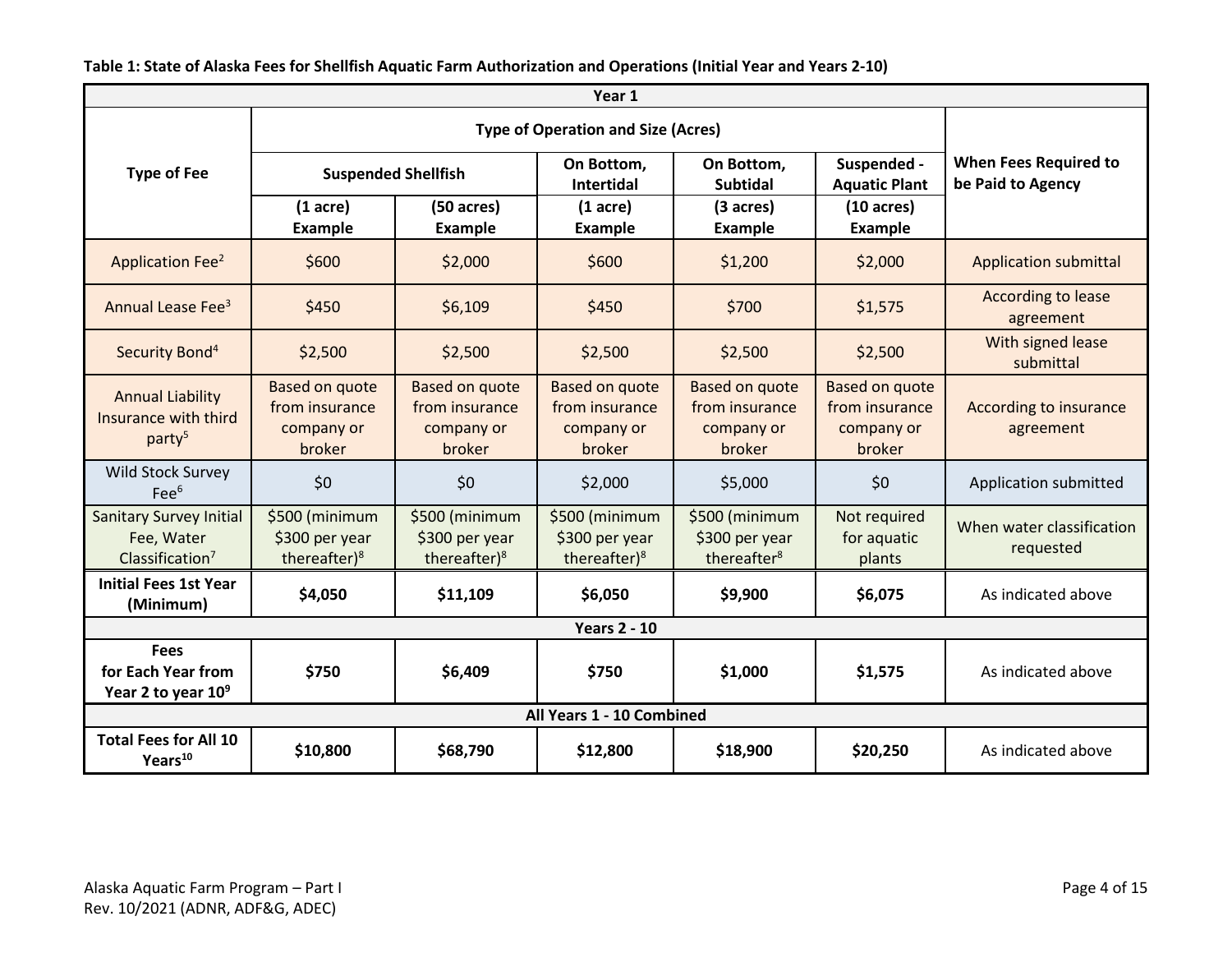**Table 1: State of Alaska Fees for Shellfish Aquatic Farm Authorization and Operations (Initial Year and Years 2-10)**

| Type of Fee | Type of Operation and Size (Acres) | | | | | When Fees Required to be Paid to Agency |
|---|---|---|---|---|---|---|
| | Suspended Shellfish | | On Bottom, Intertidal | On Bottom, Subtidal | Suspended - Aquatic Plant | |
| | (1 acre) Example | (50 acres) Example | (1 acre) Example | (3 acres) Example | (10 acres) Example | |
| **Year 1** | | | | | | |
| Application Fee[2] | $600 | $2,000 | $600 | $1,200 | $2,000 | Application submittal |
| Annual Lease Fee[3] | $450 | $6,109 | $450 | $700 | $1,575 | According to lease agreement |
| Security Bond[4] | $2,500 | $2,500 | $2,500 | $2,500 | $2,500 | With signed lease submittal |
| Annual Liability Insurance with third party[5] | Based on quote from insurance company or broker | Based on quote from insurance company or broker | Based on quote from insurance company or broker | Based on quote from insurance company or broker | Based on quote from insurance company or broker | According to insurance agreement |
| Wild Stock Survey Fee[6] | $0 | $0 | $2,000 | $5,000 | $0 | Application submitted |
| Sanitary Survey Initial Fee, Water Classification[7] | $500 (minimum $300 per year thereafter)[8] | $500 (minimum $300 per year thereafter)[8] | $500 (minimum $300 per year thereafter)[8] | $500 (minimum $300 per year thereafter[8] | Not required for aquatic plants | When water classification requested |
| **Initial Fees 1st Year (Minimum)** | **$4,050** | **$11,109** | **$6,050** | **$9,900** | **$6,075** | As indicated above |
| **Years 2 - 10** | | | | | | |
| **Fees for Each Year from Year 2 to year 10[9]** | **$750** | **$6,409** | **$750** | **$1,000** | **$1,575** | As indicated above |
| **All Years 1 - 10 Combined** | | | | | | |
| **Total Fees for All 10 Years[10]** | **$10,800** | **$68,790** | **$12,800** | **$18,900** | **$20,250** | As indicated above |

Alaska Aquatic Farm Program – Part I
Rev. 10/2021 (ADNR, ADF&G, ADEC)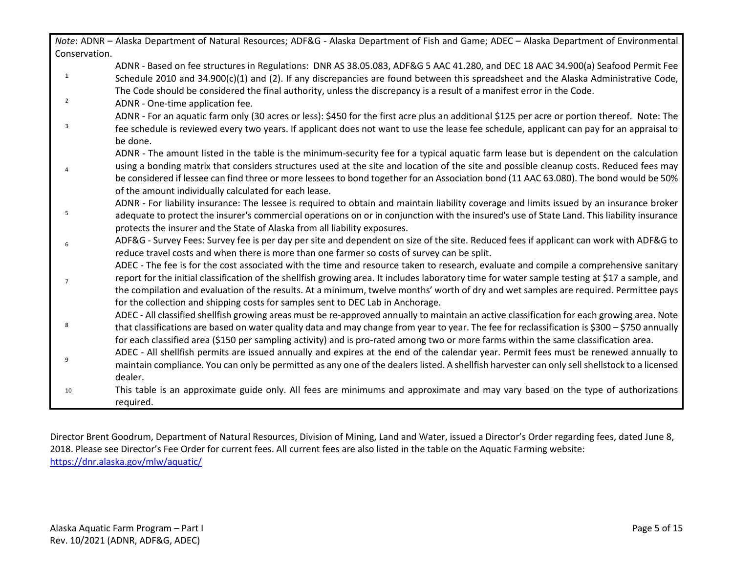*Note*: ADNR – Alaska Department of Natural Resources; ADF&G - Alaska Department of Fish and Game; ADEC – Alaska Department of Environmental Conservation.

| | |
|---|---|
| 1 | ADNR - Based on fee structures in Regulations: DNR AS 38.05.083, ADF&G 5 AAC 41.280, and DEC 18 AAC 34.900(a) Seafood Permit Fee Schedule 2010 and 34.900(c)(1) and (2). If any discrepancies are found between this spreadsheet and the Alaska Administrative Code, The Code should be considered the final authority, unless the discrepancy is a result of a manifest error in the Code. |
| 2 | ADNR - One-time application fee. |
| 3 | ADNR - For an aquatic farm only (30 acres or less): $450 for the first acre plus an additional $125 per acre or portion thereof. Note: The fee schedule is reviewed every two years. If applicant does not want to use the lease fee schedule, applicant can pay for an appraisal to be done. |
| 4 | ADNR - The amount listed in the table is the minimum-security fee for a typical aquatic farm lease but is dependent on the calculation using a bonding matrix that considers structures used at the site and location of the site and possible cleanup costs. Reduced fees may be considered if lessee can find three or more lessees to bond together for an Association bond (11 AAC 63.080). The bond would be 50% of the amount individually calculated for each lease. |
| 5 | ADNR - For liability insurance: The lessee is required to obtain and maintain liability coverage and limits issued by an insurance broker adequate to protect the insurer's commercial operations on or in conjunction with the insured's use of State Land. This liability insurance protects the insurer and the State of Alaska from all liability exposures. |
| 6 | ADF&G - Survey Fees: Survey fee is per day per site and dependent on size of the site. Reduced fees if applicant can work with ADF&G to reduce travel costs and when there is more than one farmer so costs of survey can be split. |
| 7 | ADEC - The fee is for the cost associated with the time and resource taken to research, evaluate and compile a comprehensive sanitary report for the initial classification of the shellfish growing area. It includes laboratory time for water sample testing at $17 a sample, and the compilation and evaluation of the results. At a minimum, twelve months' worth of dry and wet samples are required. Permittee pays for the collection and shipping costs for samples sent to DEC Lab in Anchorage. |
| 8 | ADEC - All classified shellfish growing areas must be re-approved annually to maintain an active classification for each growing area. Note that classifications are based on water quality data and may change from year to year. The fee for reclassification is $300 – $750 annually for each classified area ($150 per sampling activity) and is pro-rated among two or more farms within the same classification area. |
| 9 | ADEC - All shellfish permits are issued annually and expires at the end of the calendar year. Permit fees must be renewed annually to maintain compliance. You can only be permitted as any one of the dealers listed. A shellfish harvester can only sell shellstock to a licensed dealer. |
| 10 | This table is an approximate guide only. All fees are minimums and approximate and may vary based on the type of authorizations required. |

Director Brent Goodrum, Department of Natural Resources, Division of Mining, Land and Water, issued a Director's Order regarding fees, dated June 8, 2018. Please see Director's Fee Order for current fees. All current fees are also listed in the table on the Aquatic Farming website: https://dnr.alaska.gov/mlw/aquatic/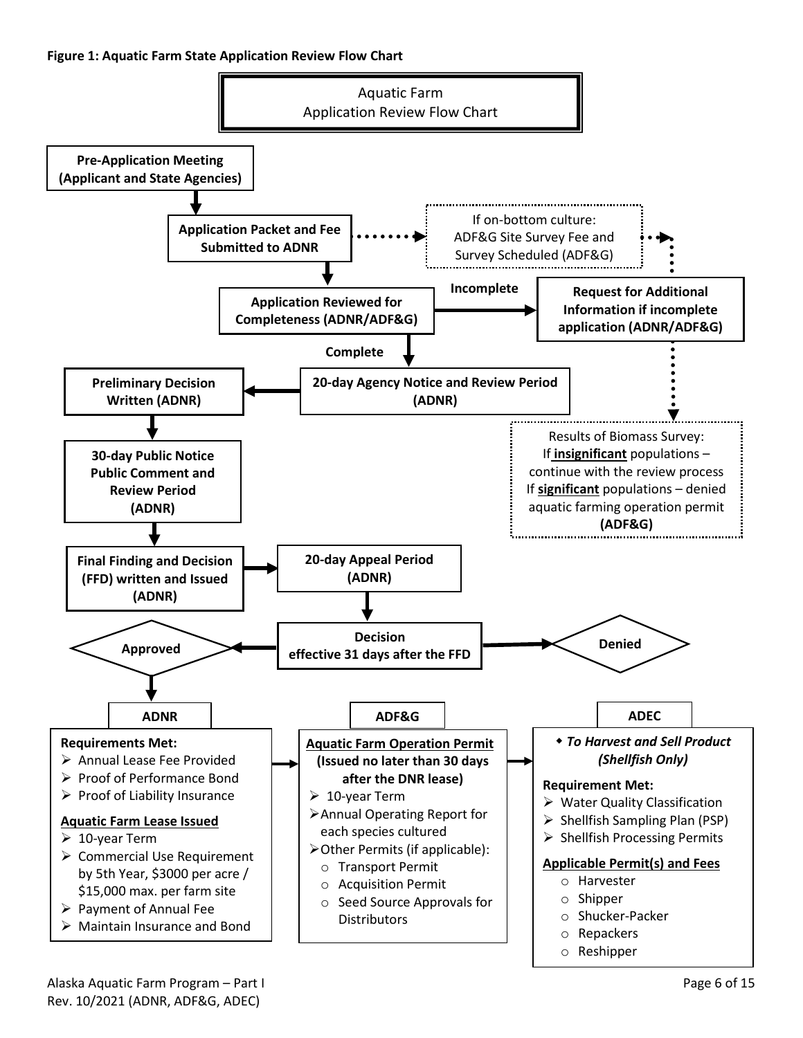**Figure 1: Aquatic Farm State Application Review Flow Chart**

Aquatic Farm
Application Review Flow Chart

**Pre-Application Meeting (Applicant and State Agencies)**

↓

**Application Packet and Fee Submitted to ADNR**

If on-bottom culture: ADF&G Site Survey Fee and Survey Scheduled (ADF&G)

↓

**Application Reviewed for Completeness (ADNR/ADF&G)**

**Incomplete** → **Request for Additional Information if incomplete application (ADNR/ADF&G)**

Results of Biomass Survey:
If **insignificant** populations – continue with the review process
If **significant** populations – denied aquatic farming operation permit
**(ADF&G)**

**Complete** ↓

**20-day Agency Notice and Review Period (ADNR)**

→ **Preliminary Decision Written (ADNR)**

↓

**30-day Public Notice Public Comment and Review Period (ADNR)**

↓

**Final Finding and Decision (FFD) written and Issued (ADNR)**

→ **20-day Appeal Period (ADNR)**

↓

**Decision effective 31 days after the FFD**

→ **Approved** / **Denied**

**ADNR**

**Requirements Met:**
- Annual Lease Fee Provided
- Proof of Performance Bond
- Proof of Liability Insurance

**Aquatic Farm Lease Issued**
- 10-year Term
- Commercial Use Requirement by 5th Year, $3000 per acre / $15,000 max. per farm site
- Payment of Annual Fee
- Maintain Insurance and Bond

**ADF&G**

**Aquatic Farm Operation Permit (Issued no later than 30 days after the DNR lease)**
- 10-year Term
- Annual Operating Report for each species cultured
- Other Permits (if applicable):
  - Transport Permit
  - Acquisition Permit
  - Seed Source Approvals for Distributors

**ADEC**

***To Harvest and Sell Product (Shellfish Only)***

**Requirement Met:**
- Water Quality Classification
- Shellfish Sampling Plan (PSP)
- Shellfish Processing Permits

**Applicable Permit(s) and Fees**
- Harvester
- Shipper
- Shucker-Packer
- Repackers
- Reshipper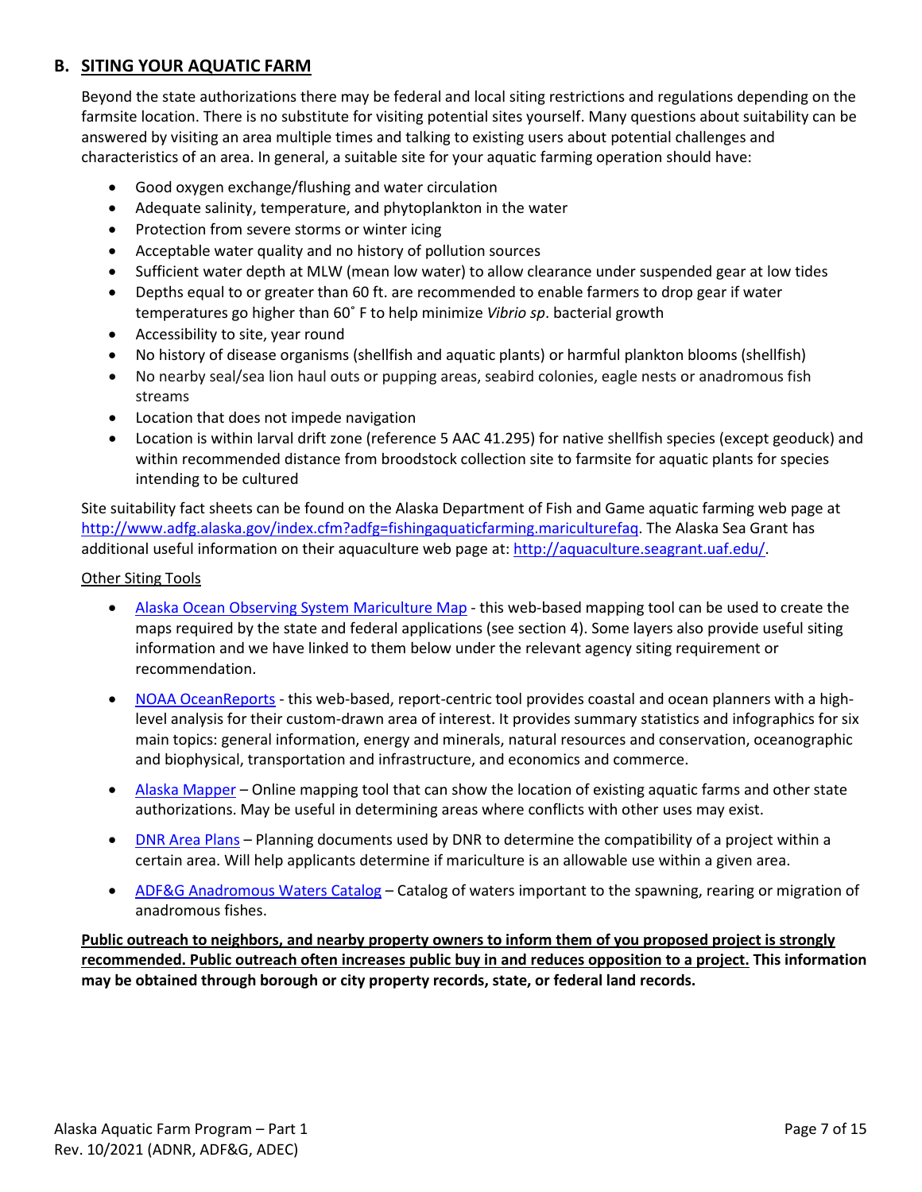## B. SITING YOUR AQUATIC FARM

Beyond the state authorizations there may be federal and local siting restrictions and regulations depending on the farmsite location. There is no substitute for visiting potential sites yourself. Many questions about suitability can be answered by visiting an area multiple times and talking to existing users about potential challenges and characteristics of an area. In general, a suitable site for your aquatic farming operation should have:

- Good oxygen exchange/flushing and water circulation
- Adequate salinity, temperature, and phytoplankton in the water
- Protection from severe storms or winter icing
- Acceptable water quality and no history of pollution sources
- Sufficient water depth at MLW (mean low water) to allow clearance under suspended gear at low tides
- Depths equal to or greater than 60 ft. are recommended to enable farmers to drop gear if water temperatures go higher than 60˚ F to help minimize *Vibrio sp*. bacterial growth
- Accessibility to site, year round
- No history of disease organisms (shellfish and aquatic plants) or harmful plankton blooms (shellfish)
- No nearby seal/sea lion haul outs or pupping areas, seabird colonies, eagle nests or anadromous fish streams
- Location that does not impede navigation
- Location is within larval drift zone (reference 5 AAC 41.295) for native shellfish species (except geoduck) and within recommended distance from broodstock collection site to farmsite for aquatic plants for species intending to be cultured

Site suitability fact sheets can be found on the Alaska Department of Fish and Game aquatic farming web page at http://www.adfg.alaska.gov/index.cfm?adfg=fishingaquaticfarming.mariculturefaq. The Alaska Sea Grant has additional useful information on their aquaculture web page at: http://aquaculture.seagrant.uaf.edu/.

Other Siting Tools

- Alaska Ocean Observing System Mariculture Map - this web-based mapping tool can be used to create the maps required by the state and federal applications (see section 4). Some layers also provide useful siting information and we have linked to them below under the relevant agency siting requirement or recommendation.
- NOAA OceanReports - this web-based, report-centric tool provides coastal and ocean planners with a high-level analysis for their custom-drawn area of interest. It provides summary statistics and infographics for six main topics: general information, energy and minerals, natural resources and conservation, oceanographic and biophysical, transportation and infrastructure, and economics and commerce.
- Alaska Mapper – Online mapping tool that can show the location of existing aquatic farms and other state authorizations. May be useful in determining areas where conflicts with other uses may exist.
- DNR Area Plans – Planning documents used by DNR to determine the compatibility of a project within a certain area. Will help applicants determine if mariculture is an allowable use within a given area.
- ADF&G Anadromous Waters Catalog – Catalog of waters important to the spawning, rearing or migration of anadromous fishes.

**Public outreach to neighbors, and nearby property owners to inform them of you proposed project is strongly recommended. Public outreach often increases public buy in and reduces opposition to a project. This information may be obtained through borough or city property records, state, or federal land records.**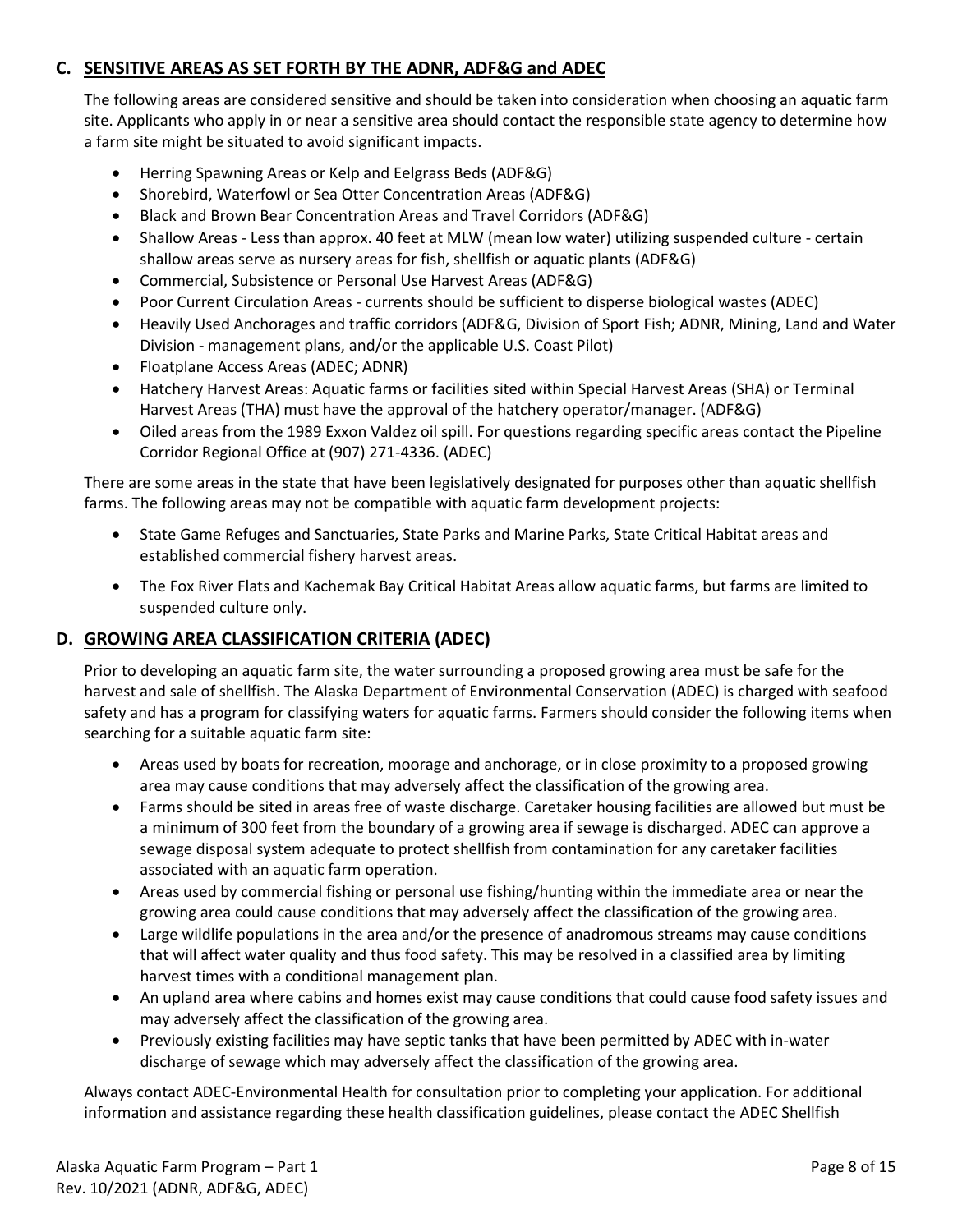## C. SENSITIVE AREAS AS SET FORTH BY THE ADNR, ADF&G and ADEC

The following areas are considered sensitive and should be taken into consideration when choosing an aquatic farm site. Applicants who apply in or near a sensitive area should contact the responsible state agency to determine how a farm site might be situated to avoid significant impacts.

- Herring Spawning Areas or Kelp and Eelgrass Beds (ADF&G)
- Shorebird, Waterfowl or Sea Otter Concentration Areas (ADF&G)
- Black and Brown Bear Concentration Areas and Travel Corridors (ADF&G)
- Shallow Areas - Less than approx. 40 feet at MLW (mean low water) utilizing suspended culture - certain shallow areas serve as nursery areas for fish, shellfish or aquatic plants (ADF&G)
- Commercial, Subsistence or Personal Use Harvest Areas (ADF&G)
- Poor Current Circulation Areas - currents should be sufficient to disperse biological wastes (ADEC)
- Heavily Used Anchorages and traffic corridors (ADF&G, Division of Sport Fish; ADNR, Mining, Land and Water Division - management plans, and/or the applicable U.S. Coast Pilot)
- Floatplane Access Areas (ADEC; ADNR)
- Hatchery Harvest Areas: Aquatic farms or facilities sited within Special Harvest Areas (SHA) or Terminal Harvest Areas (THA) must have the approval of the hatchery operator/manager. (ADF&G)
- Oiled areas from the 1989 Exxon Valdez oil spill. For questions regarding specific areas contact the Pipeline Corridor Regional Office at (907) 271-4336. (ADEC)

There are some areas in the state that have been legislatively designated for purposes other than aquatic shellfish farms. The following areas may not be compatible with aquatic farm development projects:

- State Game Refuges and Sanctuaries, State Parks and Marine Parks, State Critical Habitat areas and established commercial fishery harvest areas.
- The Fox River Flats and Kachemak Bay Critical Habitat Areas allow aquatic farms, but farms are limited to suspended culture only.

## D. GROWING AREA CLASSIFICATION CRITERIA (ADEC)

Prior to developing an aquatic farm site, the water surrounding a proposed growing area must be safe for the harvest and sale of shellfish. The Alaska Department of Environmental Conservation (ADEC) is charged with seafood safety and has a program for classifying waters for aquatic farms. Farmers should consider the following items when searching for a suitable aquatic farm site:

- Areas used by boats for recreation, moorage and anchorage, or in close proximity to a proposed growing area may cause conditions that may adversely affect the classification of the growing area.
- Farms should be sited in areas free of waste discharge. Caretaker housing facilities are allowed but must be a minimum of 300 feet from the boundary of a growing area if sewage is discharged. ADEC can approve a sewage disposal system adequate to protect shellfish from contamination for any caretaker facilities associated with an aquatic farm operation.
- Areas used by commercial fishing or personal use fishing/hunting within the immediate area or near the growing area could cause conditions that may adversely affect the classification of the growing area.
- Large wildlife populations in the area and/or the presence of anadromous streams may cause conditions that will affect water quality and thus food safety. This may be resolved in a classified area by limiting harvest times with a conditional management plan.
- An upland area where cabins and homes exist may cause conditions that could cause food safety issues and may adversely affect the classification of the growing area.
- Previously existing facilities may have septic tanks that have been permitted by ADEC with in-water discharge of sewage which may adversely affect the classification of the growing area.

Always contact ADEC-Environmental Health for consultation prior to completing your application. For additional information and assistance regarding these health classification guidelines, please contact the ADEC Shellfish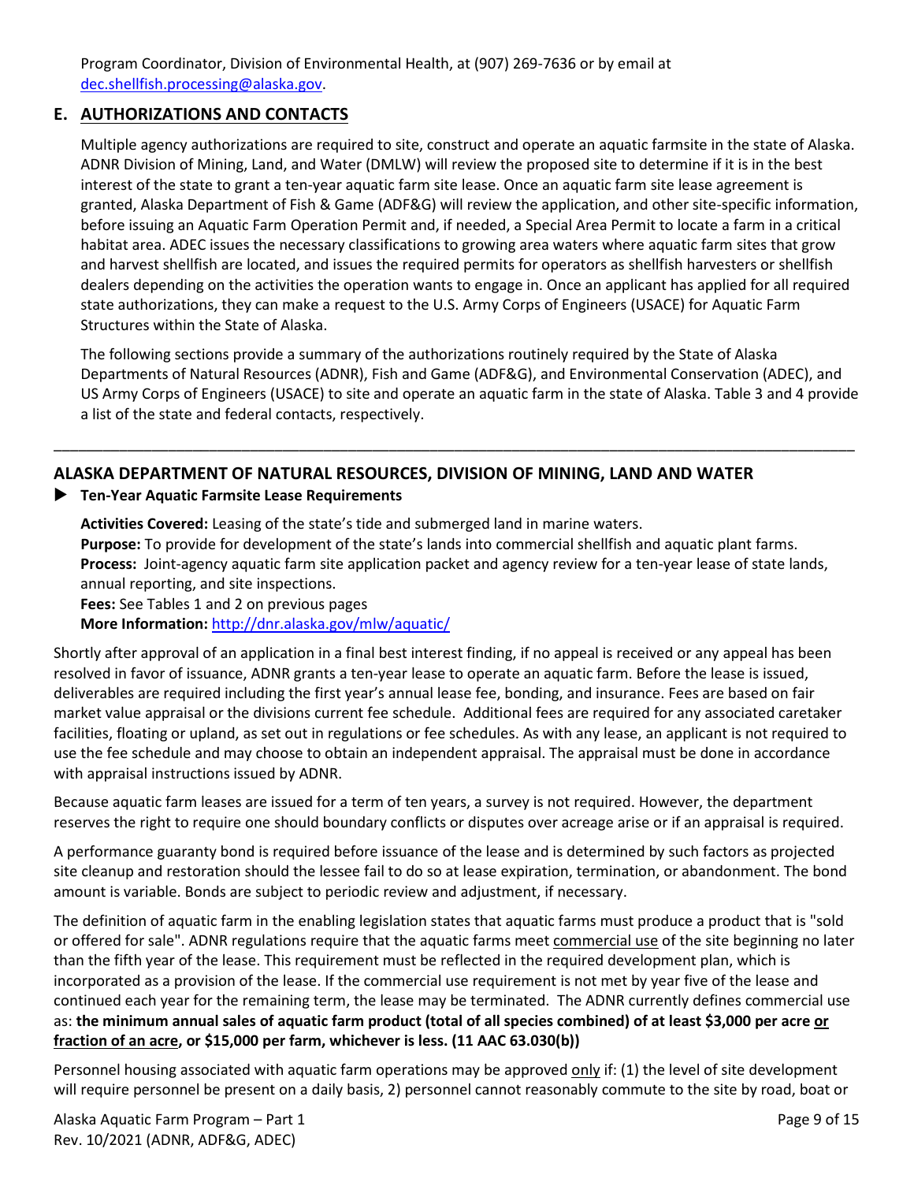Program Coordinator, Division of Environmental Health, at (907) 269-7636 or by email at [dec.shellfish.processing@alaska.gov](mailto:dec.shellfish.processing@alaska.gov).

## E. AUTHORIZATIONS AND CONTACTS

Multiple agency authorizations are required to site, construct and operate an aquatic farmsite in the state of Alaska. ADNR Division of Mining, Land, and Water (DMLW) will review the proposed site to determine if it is in the best interest of the state to grant a ten-year aquatic farm site lease. Once an aquatic farm site lease agreement is granted, Alaska Department of Fish & Game (ADF&G) will review the application, and other site-specific information, before issuing an Aquatic Farm Operation Permit and, if needed, a Special Area Permit to locate a farm in a critical habitat area. ADEC issues the necessary classifications to growing area waters where aquatic farm sites that grow and harvest shellfish are located, and issues the required permits for operators as shellfish harvesters or shellfish dealers depending on the activities the operation wants to engage in. Once an applicant has applied for all required state authorizations, they can make a request to the U.S. Army Corps of Engineers (USACE) for Aquatic Farm Structures within the State of Alaska.

The following sections provide a summary of the authorizations routinely required by the State of Alaska Departments of Natural Resources (ADNR), Fish and Game (ADF&G), and Environmental Conservation (ADEC), and US Army Corps of Engineers (USACE) to site and operate an aquatic farm in the state of Alaska. Table 3 and 4 provide a list of the state and federal contacts, respectively.

---

### ALASKA DEPARTMENT OF NATURAL RESOURCES, DIVISION OF MINING, LAND AND WATER

▶ **Ten-Year Aquatic Farmsite Lease Requirements**

**Activities Covered:** Leasing of the state's tide and submerged land in marine waters.
**Purpose:** To provide for development of the state's lands into commercial shellfish and aquatic plant farms.
**Process:** Joint-agency aquatic farm site application packet and agency review for a ten-year lease of state lands, annual reporting, and site inspections.
**Fees:** See Tables 1 and 2 on previous pages
**More Information:** [http://dnr.alaska.gov/mlw/aquatic/](http://dnr.alaska.gov/mlw/aquatic/)

Shortly after approval of an application in a final best interest finding, if no appeal is received or any appeal has been resolved in favor of issuance, ADNR grants a ten-year lease to operate an aquatic farm. Before the lease is issued, deliverables are required including the first year's annual lease fee, bonding, and insurance. Fees are based on fair market value appraisal or the divisions current fee schedule. Additional fees are required for any associated caretaker facilities, floating or upland, as set out in regulations or fee schedules. As with any lease, an applicant is not required to use the fee schedule and may choose to obtain an independent appraisal. The appraisal must be done in accordance with appraisal instructions issued by ADNR.

Because aquatic farm leases are issued for a term of ten years, a survey is not required. However, the department reserves the right to require one should boundary conflicts or disputes over acreage arise or if an appraisal is required.

A performance guaranty bond is required before issuance of the lease and is determined by such factors as projected site cleanup and restoration should the lessee fail to do so at lease expiration, termination, or abandonment. The bond amount is variable. Bonds are subject to periodic review and adjustment, if necessary.

The definition of aquatic farm in the enabling legislation states that aquatic farms must produce a product that is "sold or offered for sale". ADNR regulations require that the aquatic farms meet commercial use of the site beginning no later than the fifth year of the lease. This requirement must be reflected in the required development plan, which is incorporated as a provision of the lease. If the commercial use requirement is not met by year five of the lease and continued each year for the remaining term, the lease may be terminated. The ADNR currently defines commercial use as: **the minimum annual sales of aquatic farm product (total of all species combined) of at least $3,000 per acre or fraction of an acre, or $15,000 per farm, whichever is less. (11 AAC 63.030(b))**

Personnel housing associated with aquatic farm operations may be approved only if: (1) the level of site development will require personnel be present on a daily basis, 2) personnel cannot reasonably commute to the site by road, boat or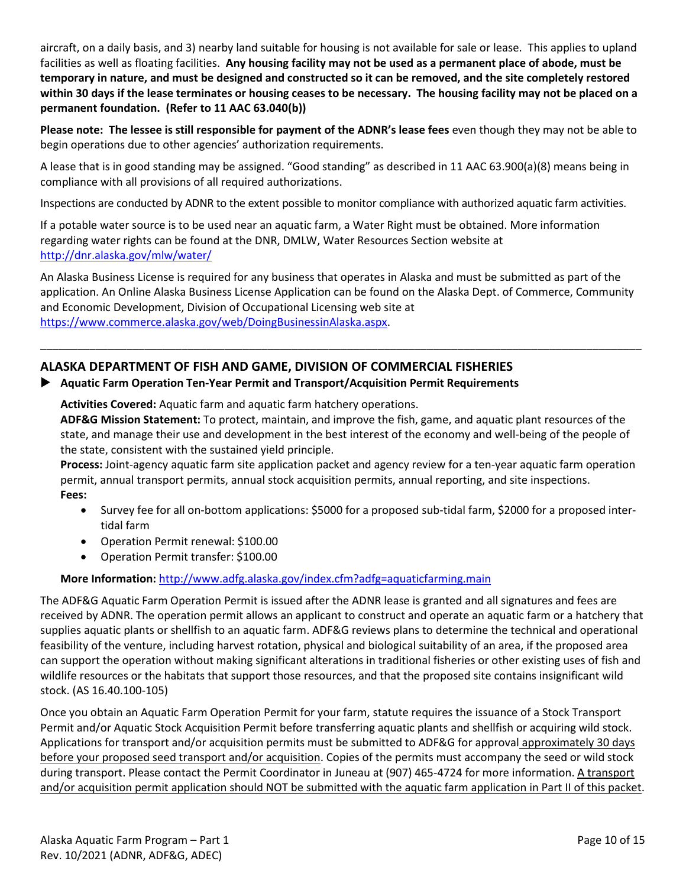aircraft, on a daily basis, and 3) nearby land suitable for housing is not available for sale or lease. This applies to upland facilities as well as floating facilities. **Any housing facility may not be used as a permanent place of abode, must be temporary in nature, and must be designed and constructed so it can be removed, and the site completely restored within 30 days if the lease terminates or housing ceases to be necessary. The housing facility may not be placed on a permanent foundation. (Refer to 11 AAC 63.040(b))**

**Please note: The lessee is still responsible for payment of the ADNR's lease fees** even though they may not be able to begin operations due to other agencies' authorization requirements.

A lease that is in good standing may be assigned. "Good standing" as described in 11 AAC 63.900(a)(8) means being in compliance with all provisions of all required authorizations.

Inspections are conducted by ADNR to the extent possible to monitor compliance with authorized aquatic farm activities.

If a potable water source is to be used near an aquatic farm, a Water Right must be obtained. More information regarding water rights can be found at the DNR, DMLW, Water Resources Section website at http://dnr.alaska.gov/mlw/water/

An Alaska Business License is required for any business that operates in Alaska and must be submitted as part of the application. An Online Alaska Business License Application can be found on the Alaska Dept. of Commerce, Community and Economic Development, Division of Occupational Licensing web site at https://www.commerce.alaska.gov/web/DoingBusinessinAlaska.aspx.

---

## ALASKA DEPARTMENT OF FISH AND GAME, DIVISION OF COMMERCIAL FISHERIES

### ▶ Aquatic Farm Operation Ten-Year Permit and Transport/Acquisition Permit Requirements

**Activities Covered:** Aquatic farm and aquatic farm hatchery operations.
**ADF&G Mission Statement:** To protect, maintain, and improve the fish, game, and aquatic plant resources of the state, and manage their use and development in the best interest of the economy and well-being of the people of the state, consistent with the sustained yield principle.
**Process:** Joint-agency aquatic farm site application packet and agency review for a ten-year aquatic farm operation permit, annual transport permits, annual stock acquisition permits, annual reporting, and site inspections.
**Fees:**

- Survey fee for all on-bottom applications: $5000 for a proposed sub-tidal farm, $2000 for a proposed inter-tidal farm
- Operation Permit renewal: $100.00
- Operation Permit transfer: $100.00

**More Information:** http://www.adfg.alaska.gov/index.cfm?adfg=aquaticfarming.main

The ADF&G Aquatic Farm Operation Permit is issued after the ADNR lease is granted and all signatures and fees are received by ADNR. The operation permit allows an applicant to construct and operate an aquatic farm or a hatchery that supplies aquatic plants or shellfish to an aquatic farm. ADF&G reviews plans to determine the technical and operational feasibility of the venture, including harvest rotation, physical and biological suitability of an area, if the proposed area can support the operation without making significant alterations in traditional fisheries or other existing uses of fish and wildlife resources or the habitats that support those resources, and that the proposed site contains insignificant wild stock. (AS 16.40.100-105)

Once you obtain an Aquatic Farm Operation Permit for your farm, statute requires the issuance of a Stock Transport Permit and/or Aquatic Stock Acquisition Permit before transferring aquatic plants and shellfish or acquiring wild stock. Applications for transport and/or acquisition permits must be submitted to ADF&G for approval approximately 30 days before your proposed seed transport and/or acquisition. Copies of the permits must accompany the seed or wild stock during transport. Please contact the Permit Coordinator in Juneau at (907) 465-4724 for more information. A transport and/or acquisition permit application should NOT be submitted with the aquatic farm application in Part II of this packet.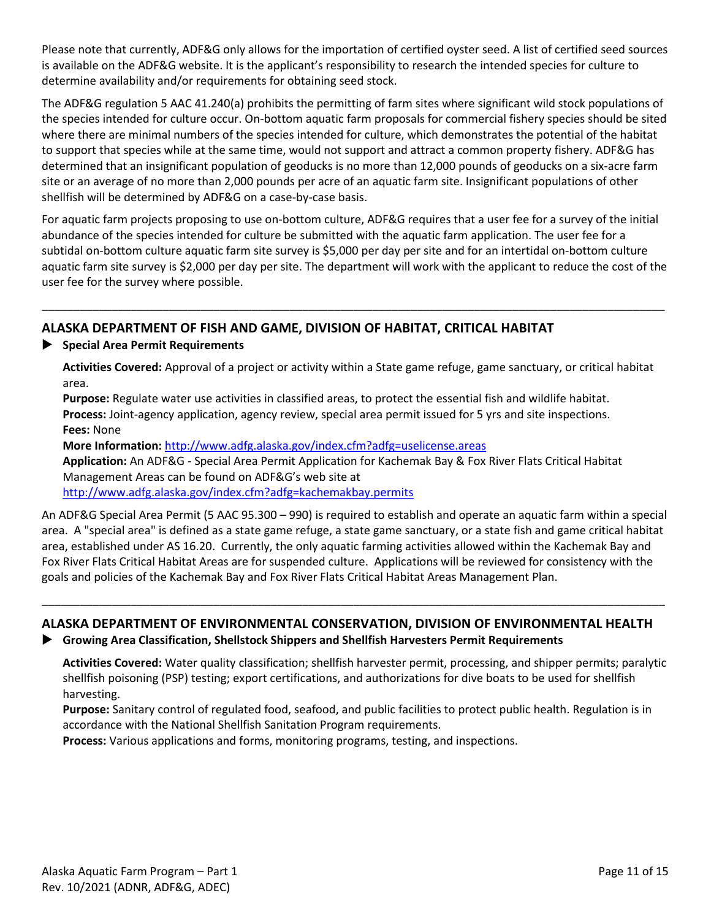Please note that currently, ADF&G only allows for the importation of certified oyster seed. A list of certified seed sources is available on the ADF&G website. It is the applicant's responsibility to research the intended species for culture to determine availability and/or requirements for obtaining seed stock.

The ADF&G regulation 5 AAC 41.240(a) prohibits the permitting of farm sites where significant wild stock populations of the species intended for culture occur. On-bottom aquatic farm proposals for commercial fishery species should be sited where there are minimal numbers of the species intended for culture, which demonstrates the potential of the habitat to support that species while at the same time, would not support and attract a common property fishery. ADF&G has determined that an insignificant population of geoducks is no more than 12,000 pounds of geoducks on a six-acre farm site or an average of no more than 2,000 pounds per acre of an aquatic farm site. Insignificant populations of other shellfish will be determined by ADF&G on a case-by-case basis.

For aquatic farm projects proposing to use on-bottom culture, ADF&G requires that a user fee for a survey of the initial abundance of the species intended for culture be submitted with the aquatic farm application. The user fee for a subtidal on-bottom culture aquatic farm site survey is $5,000 per day per site and for an intertidal on-bottom culture aquatic farm site survey is $2,000 per day per site. The department will work with the applicant to reduce the cost of the user fee for the survey where possible.

---

## ALASKA DEPARTMENT OF FISH AND GAME, DIVISION OF HABITAT, CRITICAL HABITAT

- **Special Area Permit Requirements**

**Activities Covered:** Approval of a project or activity within a State game refuge, game sanctuary, or critical habitat area.
**Purpose:** Regulate water use activities in classified areas, to protect the essential fish and wildlife habitat.
**Process:** Joint-agency application, agency review, special area permit issued for 5 yrs and site inspections.
**Fees:** None
**More Information:** http://www.adfg.alaska.gov/index.cfm?adfg=uselicense.areas
**Application:** An ADF&G - Special Area Permit Application for Kachemak Bay & Fox River Flats Critical Habitat Management Areas can be found on ADF&G's web site at http://www.adfg.alaska.gov/index.cfm?adfg=kachemakbay.permits

An ADF&G Special Area Permit (5 AAC 95.300 – 990) is required to establish and operate an aquatic farm within a special area. A "special area" is defined as a state game refuge, a state game sanctuary, or a state fish and game critical habitat area, established under AS 16.20. Currently, the only aquatic farming activities allowed within the Kachemak Bay and Fox River Flats Critical Habitat Areas are for suspended culture. Applications will be reviewed for consistency with the goals and policies of the Kachemak Bay and Fox River Flats Critical Habitat Areas Management Plan.

---

## ALASKA DEPARTMENT OF ENVIRONMENTAL CONSERVATION, DIVISION OF ENVIRONMENTAL HEALTH

- **Growing Area Classification, Shellstock Shippers and Shellfish Harvesters Permit Requirements**

**Activities Covered:** Water quality classification; shellfish harvester permit, processing, and shipper permits; paralytic shellfish poisoning (PSP) testing; export certifications, and authorizations for dive boats to be used for shellfish harvesting.
**Purpose:** Sanitary control of regulated food, seafood, and public facilities to protect public health. Regulation is in accordance with the National Shellfish Sanitation Program requirements.
**Process:** Various applications and forms, monitoring programs, testing, and inspections.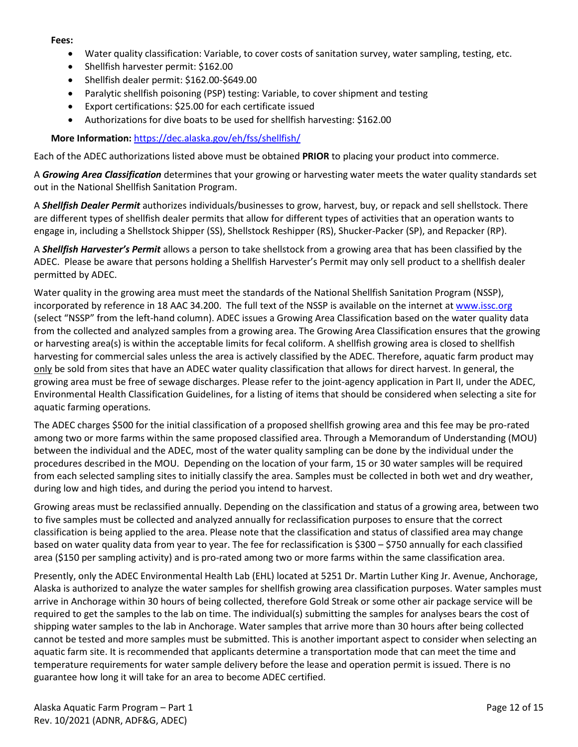**Fees:**

- Water quality classification: Variable, to cover costs of sanitation survey, water sampling, testing, etc.
- Shellfish harvester permit: $162.00
- Shellfish dealer permit: $162.00-$649.00
- Paralytic shellfish poisoning (PSP) testing: Variable, to cover shipment and testing
- Export certifications: $25.00 for each certificate issued
- Authorizations for dive boats to be used for shellfish harvesting: $162.00

**More Information:** [https://dec.alaska.gov/eh/fss/shellfish/](https://dec.alaska.gov/eh/fss/shellfish/)

Each of the ADEC authorizations listed above must be obtained **PRIOR** to placing your product into commerce.

A ***Growing Area Classification*** determines that your growing or harvesting water meets the water quality standards set out in the National Shellfish Sanitation Program.

A ***Shellfish Dealer Permit*** authorizes individuals/businesses to grow, harvest, buy, or repack and sell shellstock. There are different types of shellfish dealer permits that allow for different types of activities that an operation wants to engage in, including a Shellstock Shipper (SS), Shellstock Reshipper (RS), Shucker-Packer (SP), and Repacker (RP).

A ***Shellfish Harvester's Permit*** allows a person to take shellstock from a growing area that has been classified by the ADEC. Please be aware that persons holding a Shellfish Harvester's Permit may only sell product to a shellfish dealer permitted by ADEC.

Water quality in the growing area must meet the standards of the National Shellfish Sanitation Program (NSSP), incorporated by reference in 18 AAC 34.200. The full text of the NSSP is available on the internet at [www.issc.org](www.issc.org) (select "NSSP" from the left-hand column). ADEC issues a Growing Area Classification based on the water quality data from the collected and analyzed samples from a growing area. The Growing Area Classification ensures that the growing or harvesting area(s) is within the acceptable limits for fecal coliform. A shellfish growing area is closed to shellfish harvesting for commercial sales unless the area is actively classified by the ADEC. Therefore, aquatic farm product may only be sold from sites that have an ADEC water quality classification that allows for direct harvest. In general, the growing area must be free of sewage discharges. Please refer to the joint-agency application in Part II, under the ADEC, Environmental Health Classification Guidelines, for a listing of items that should be considered when selecting a site for aquatic farming operations.

The ADEC charges $500 for the initial classification of a proposed shellfish growing area and this fee may be pro-rated among two or more farms within the same proposed classified area. Through a Memorandum of Understanding (MOU) between the individual and the ADEC, most of the water quality sampling can be done by the individual under the procedures described in the MOU. Depending on the location of your farm, 15 or 30 water samples will be required from each selected sampling sites to initially classify the area. Samples must be collected in both wet and dry weather, during low and high tides, and during the period you intend to harvest.

Growing areas must be reclassified annually. Depending on the classification and status of a growing area, between two to five samples must be collected and analyzed annually for reclassification purposes to ensure that the correct classification is being applied to the area. Please note that the classification and status of classified area may change based on water quality data from year to year. The fee for reclassification is $300 – $750 annually for each classified area ($150 per sampling activity) and is pro-rated among two or more farms within the same classification area.

Presently, only the ADEC Environmental Health Lab (EHL) located at 5251 Dr. Martin Luther King Jr. Avenue, Anchorage, Alaska is authorized to analyze the water samples for shellfish growing area classification purposes. Water samples must arrive in Anchorage within 30 hours of being collected, therefore Gold Streak or some other air package service will be required to get the samples to the lab on time. The individual(s) submitting the samples for analyses bears the cost of shipping water samples to the lab in Anchorage. Water samples that arrive more than 30 hours after being collected cannot be tested and more samples must be submitted. This is another important aspect to consider when selecting an aquatic farm site. It is recommended that applicants determine a transportation mode that can meet the time and temperature requirements for water sample delivery before the lease and operation permit is issued. There is no guarantee how long it will take for an area to become ADEC certified.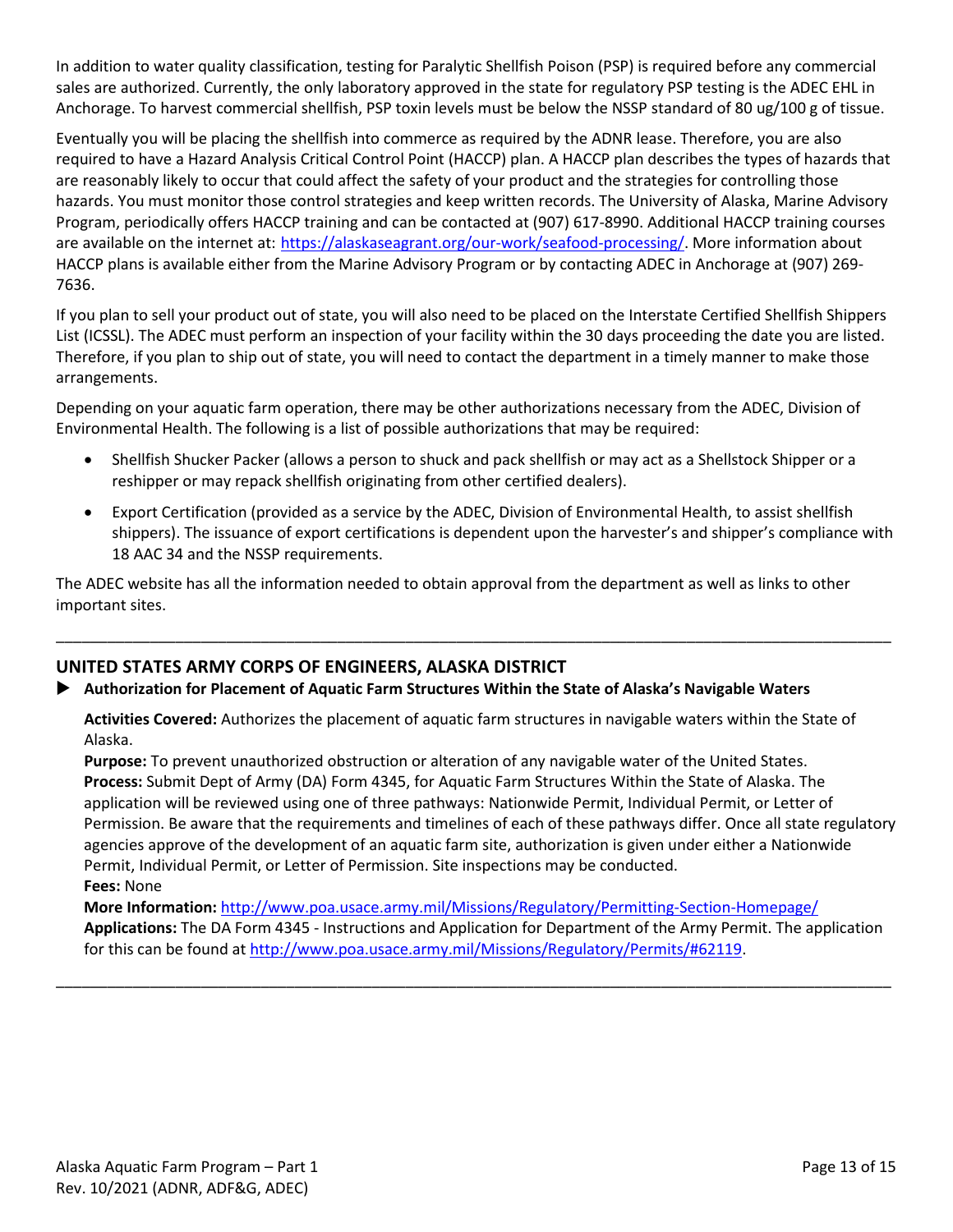In addition to water quality classification, testing for Paralytic Shellfish Poison (PSP) is required before any commercial sales are authorized. Currently, the only laboratory approved in the state for regulatory PSP testing is the ADEC EHL in Anchorage. To harvest commercial shellfish, PSP toxin levels must be below the NSSP standard of 80 ug/100 g of tissue.

Eventually you will be placing the shellfish into commerce as required by the ADNR lease. Therefore, you are also required to have a Hazard Analysis Critical Control Point (HACCP) plan. A HACCP plan describes the types of hazards that are reasonably likely to occur that could affect the safety of your product and the strategies for controlling those hazards. You must monitor those control strategies and keep written records. The University of Alaska, Marine Advisory Program, periodically offers HACCP training and can be contacted at (907) 617-8990. Additional HACCP training courses are available on the internet at: https://alaskaseagrant.org/our-work/seafood-processing/. More information about HACCP plans is available either from the Marine Advisory Program or by contacting ADEC in Anchorage at (907) 269-7636.

If you plan to sell your product out of state, you will also need to be placed on the Interstate Certified Shellfish Shippers List (ICSSL). The ADEC must perform an inspection of your facility within the 30 days proceeding the date you are listed. Therefore, if you plan to ship out of state, you will need to contact the department in a timely manner to make those arrangements.

Depending on your aquatic farm operation, there may be other authorizations necessary from the ADEC, Division of Environmental Health. The following is a list of possible authorizations that may be required:

- Shellfish Shucker Packer (allows a person to shuck and pack shellfish or may act as a Shellstock Shipper or a reshipper or may repack shellfish originating from other certified dealers).
- Export Certification (provided as a service by the ADEC, Division of Environmental Health, to assist shellfish shippers). The issuance of export certifications is dependent upon the harvester's and shipper's compliance with 18 AAC 34 and the NSSP requirements.

The ADEC website has all the information needed to obtain approval from the department as well as links to other important sites.

---

## UNITED STATES ARMY CORPS OF ENGINEERS, ALASKA DISTRICT

▶ **Authorization for Placement of Aquatic Farm Structures Within the State of Alaska's Navigable Waters**

**Activities Covered:** Authorizes the placement of aquatic farm structures in navigable waters within the State of Alaska.
**Purpose:** To prevent unauthorized obstruction or alteration of any navigable water of the United States.
**Process:** Submit Dept of Army (DA) Form 4345, for Aquatic Farm Structures Within the State of Alaska. The application will be reviewed using one of three pathways: Nationwide Permit, Individual Permit, or Letter of Permission. Be aware that the requirements and timelines of each of these pathways differ. Once all state regulatory agencies approve of the development of an aquatic farm site, authorization is given under either a Nationwide Permit, Individual Permit, or Letter of Permission. Site inspections may be conducted.
**Fees:** None
**More Information:** http://www.poa.usace.army.mil/Missions/Regulatory/Permitting-Section-Homepage/
**Applications:** The DA Form 4345 - Instructions and Application for Department of the Army Permit. The application for this can be found at http://www.poa.usace.army.mil/Missions/Regulatory/Permits/#62119.

---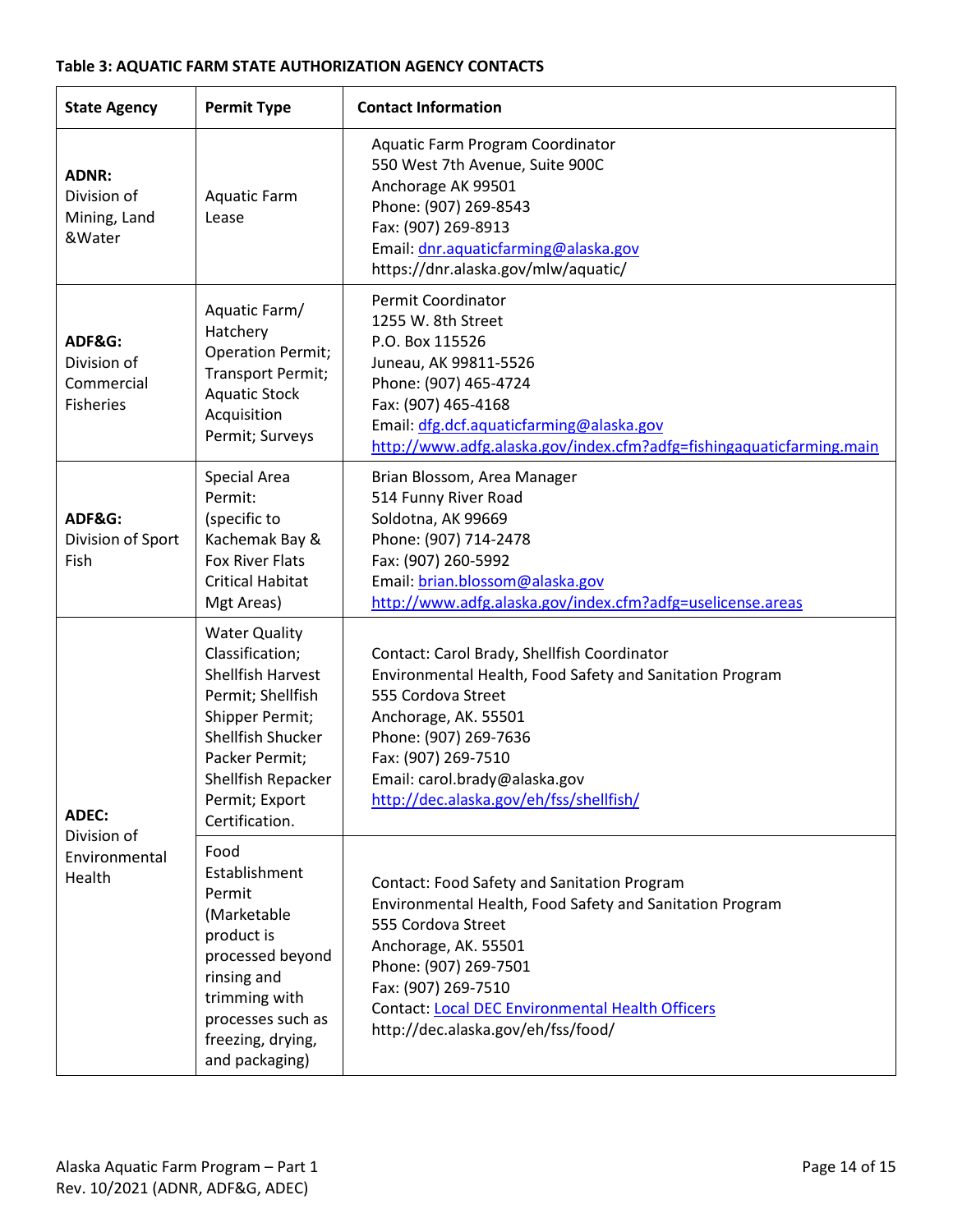**Table 3: AQUATIC FARM STATE AUTHORIZATION AGENCY CONTACTS**

| State Agency | Permit Type | Contact Information |
|---|---|---|
| **ADNR:** Division of Mining, Land &Water | Aquatic Farm Lease | Aquatic Farm Program Coordinator<br>550 West 7th Avenue, Suite 900C<br>Anchorage AK 99501<br>Phone: (907) 269-8543<br>Fax: (907) 269-8913<br>Email: dnr.aquaticfarming@alaska.gov<br>https://dnr.alaska.gov/mlw/aquatic/ |
| **ADF&G:** Division of Commercial Fisheries | Aquatic Farm/ Hatchery Operation Permit; Transport Permit; Aquatic Stock Acquisition Permit; Surveys | Permit Coordinator<br>1255 W. 8th Street<br>P.O. Box 115526<br>Juneau, AK 99811-5526<br>Phone: (907) 465-4724<br>Fax: (907) 465-4168<br>Email: dfg.dcf.aquaticfarming@alaska.gov<br>http://www.adfg.alaska.gov/index.cfm?adfg=fishingaquaticfarming.main |
| **ADF&G:** Division of Sport Fish | Special Area Permit: (specific to Kachemak Bay & Fox River Flats Critical Habitat Mgt Areas) | Brian Blossom, Area Manager<br>514 Funny River Road<br>Soldotna, AK 99669<br>Phone: (907) 714-2478<br>Fax: (907) 260-5992<br>Email: brian.blossom@alaska.gov<br>http://www.adfg.alaska.gov/index.cfm?adfg=uselicense.areas |
| **ADEC:** Division of Environmental Health | Water Quality Classification; Shellfish Harvest Permit; Shellfish Shipper Permit; Shellfish Shucker Packer Permit; Shellfish Repacker Permit; Export Certification. | Contact: Carol Brady, Shellfish Coordinator<br>Environmental Health, Food Safety and Sanitation Program<br>555 Cordova Street<br>Anchorage, AK. 55501<br>Phone: (907) 269-7636<br>Fax: (907) 269-7510<br>Email: carol.brady@alaska.gov<br>http://dec.alaska.gov/eh/fss/shellfish/ |
| | Food Establishment Permit (Marketable product is processed beyond rinsing and trimming with processes such as freezing, drying, and packaging) | Contact: Food Safety and Sanitation Program<br>Environmental Health, Food Safety and Sanitation Program<br>555 Cordova Street<br>Anchorage, AK. 55501<br>Phone: (907) 269-7501<br>Fax: (907) 269-7510<br>Contact: Local DEC Environmental Health Officers<br>http://dec.alaska.gov/eh/fss/food/ |

Alaska Aquatic Farm Program – Part 1
Rev. 10/2021 (ADNR, ADF&G, ADEC)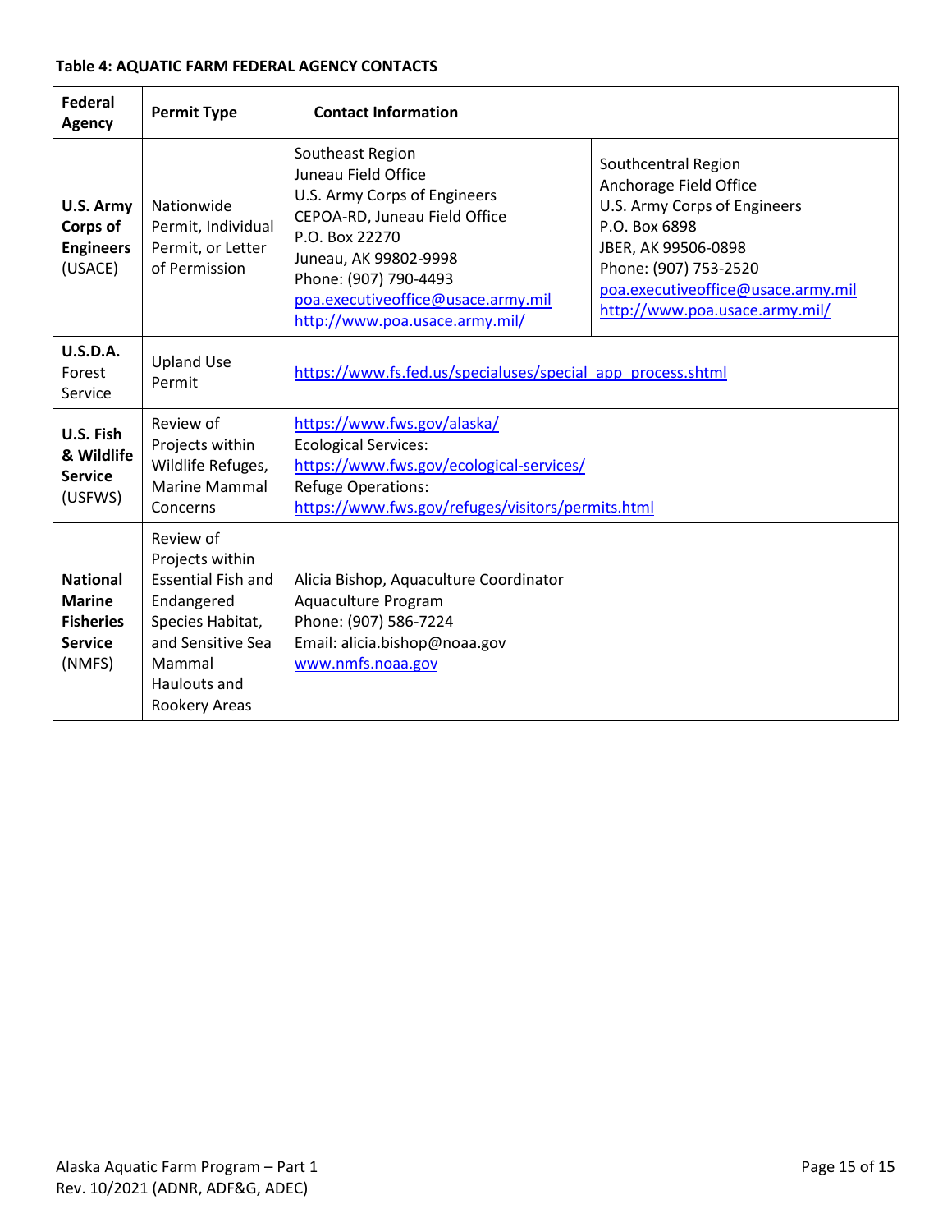**Table 4: AQUATIC FARM FEDERAL AGENCY CONTACTS**

| Federal Agency | Permit Type | Contact Information | |
|---|---|---|---|
| **U.S. Army Corps of Engineers** (USACE) | Nationwide Permit, Individual Permit, or Letter of Permission | Southeast Region<br>Juneau Field Office<br>U.S. Army Corps of Engineers<br>CEPOA-RD, Juneau Field Office<br>P.O. Box 22270<br>Juneau, AK 99802-9998<br>Phone: (907) 790-4493<br>poa.executiveoffice@usace.army.mil<br>http://www.poa.usace.army.mil/ | Southcentral Region<br>Anchorage Field Office<br>U.S. Army Corps of Engineers<br>P.O. Box 6898<br>JBER, AK 99506-0898<br>Phone: (907) 753-2520<br>poa.executiveoffice@usace.army.mil<br>http://www.poa.usace.army.mil/ |
| **U.S.D.A.** Forest Service | Upland Use Permit | https://www.fs.fed.us/specialuses/special_app_process.shtml | |
| **U.S. Fish & Wildlife Service** (USFWS) | Review of Projects within Wildlife Refuges, Marine Mammal Concerns | https://www.fws.gov/alaska/<br>Ecological Services:<br>https://www.fws.gov/ecological-services/<br>Refuge Operations:<br>https://www.fws.gov/refuges/visitors/permits.html | |
| **National Marine Fisheries Service** (NMFS) | Review of Projects within Essential Fish and Endangered Species Habitat, and Sensitive Sea Mammal Haulouts and Rookery Areas | Alicia Bishop, Aquaculture Coordinator<br>Aquaculture Program<br>Phone: (907) 586-7224<br>Email: alicia.bishop@noaa.gov<br>www.nmfs.noaa.gov | |

Alaska Aquatic Farm Program – Part 1
Rev. 10/2021 (ADNR, ADF&G, ADEC)